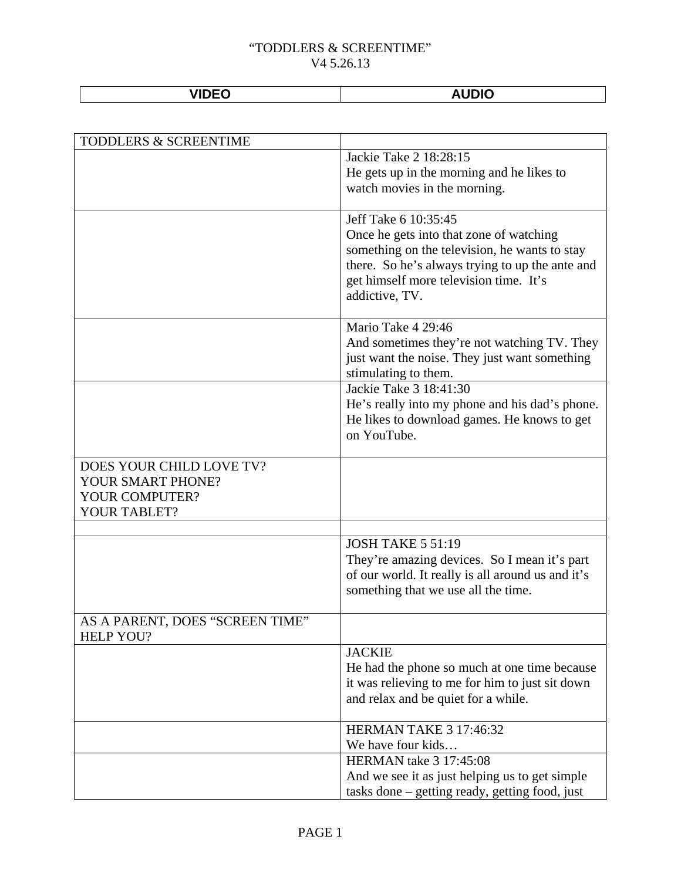“TODDLERS & SCREENTIME”
V4 5.26.13

| VIDEO | AUDIO |
|---|---|
| TODDLERS & SCREENTIME | |
| | Jackie Take 2 18:28:15<br>He gets up in the morning and he likes to watch movies in the morning. |
| | Jeff Take 6 10:35:45<br>Once he gets into that zone of watching something on the television, he wants to stay there. So he’s always trying to up the ante and get himself more television time. It’s addictive, TV. |
| | Mario Take 4 29:46<br>And sometimes they’re not watching TV. They just want the noise. They just want something stimulating to them. |
| | Jackie Take 3 18:41:30<br>He’s really into my phone and his dad’s phone. He likes to download games. He knows to get on YouTube. |
| DOES YOUR CHILD LOVE TV?<br>YOUR SMART PHONE?<br>YOUR COMPUTER?<br>YOUR TABLET? | |
| | |
| | JOSH TAKE 5 51:19<br>They’re amazing devices. So I mean it’s part of our world. It really is all around us and it’s something that we use all the time. |
| AS A PARENT, DOES “SCREEN TIME” HELP YOU? | |
| | JACKIE<br>He had the phone so much at one time because it was relieving to me for him to just sit down and relax and be quiet for a while. |
| | HERMAN TAKE 3 17:46:32<br>We have four kids… |
| | HERMAN take 3 17:45:08<br>And we see it as just helping us to get simple tasks done – getting ready, getting food, just |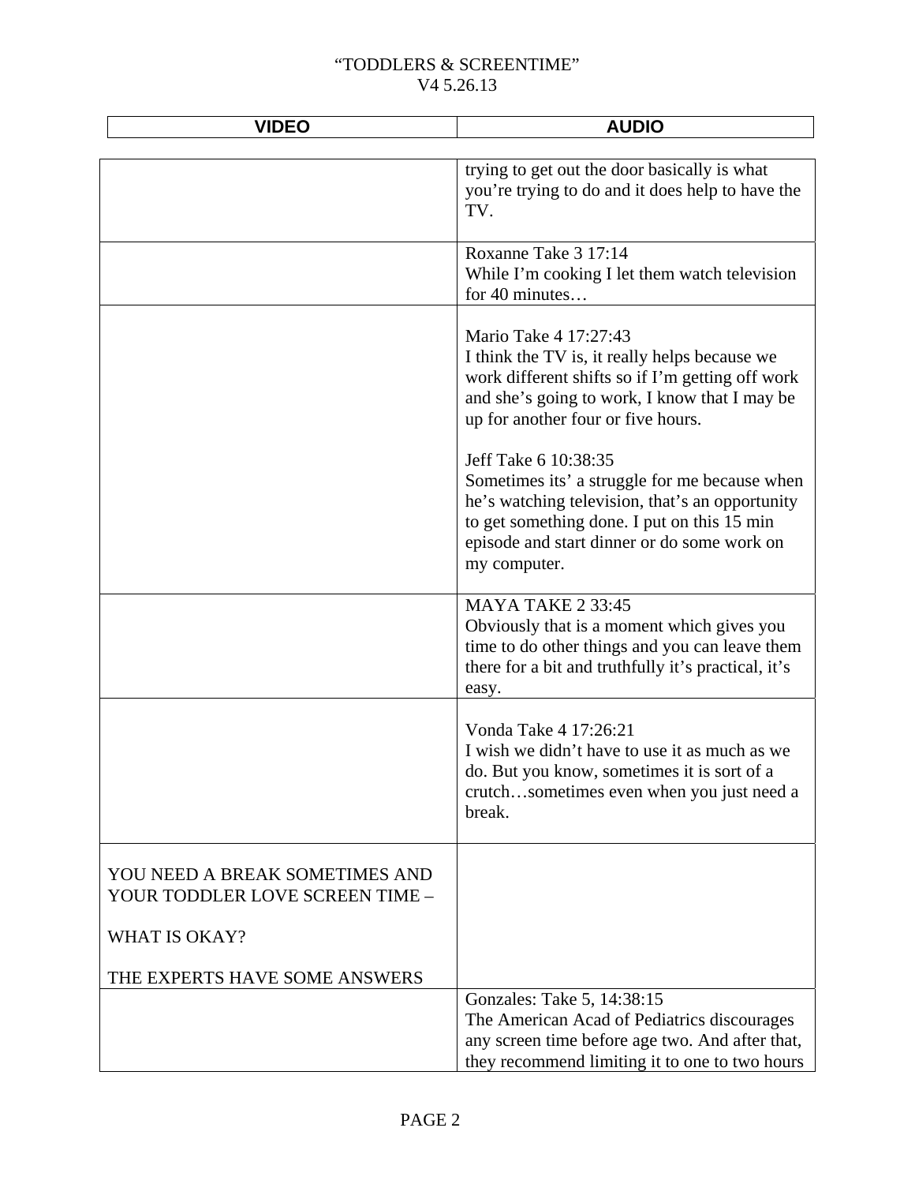| VIDEO | AUDIO |
| --- | --- |
| | trying to get out the door basically is what you're trying to do and it does help to have the TV. |
| | Roxanne Take 3 17:14<br>While I'm cooking I let them watch television for 40 minutes… |
| | Mario Take 4 17:27:43<br>I think the TV is, it really helps because we work different shifts so if I'm getting off work and she's going to work, I know that I may be up for another four or five hours.<br><br>Jeff Take 6 10:38:35<br>Sometimes its' a struggle for me because when he's watching television, that's an opportunity to get something done. I put on this 15 min episode and start dinner or do some work on my computer. |
| | MAYA TAKE 2 33:45<br>Obviously that is a moment which gives you time to do other things and you can leave them there for a bit and truthfully it's practical, it's easy. |
| | Vonda Take 4 17:26:21<br>I wish we didn't have to use it as much as we do. But you know, sometimes it is sort of a crutch…sometimes even when you just need a break. |
| YOU NEED A BREAK SOMETIMES AND YOUR TODDLER LOVE SCREEN TIME –<br><br>WHAT IS OKAY?<br><br>THE EXPERTS HAVE SOME ANSWERS | |
| | Gonzales: Take 5, 14:38:15<br>The American Acad of Pediatrics discourages any screen time before age two. And after that, they recommend limiting it to one to two hours |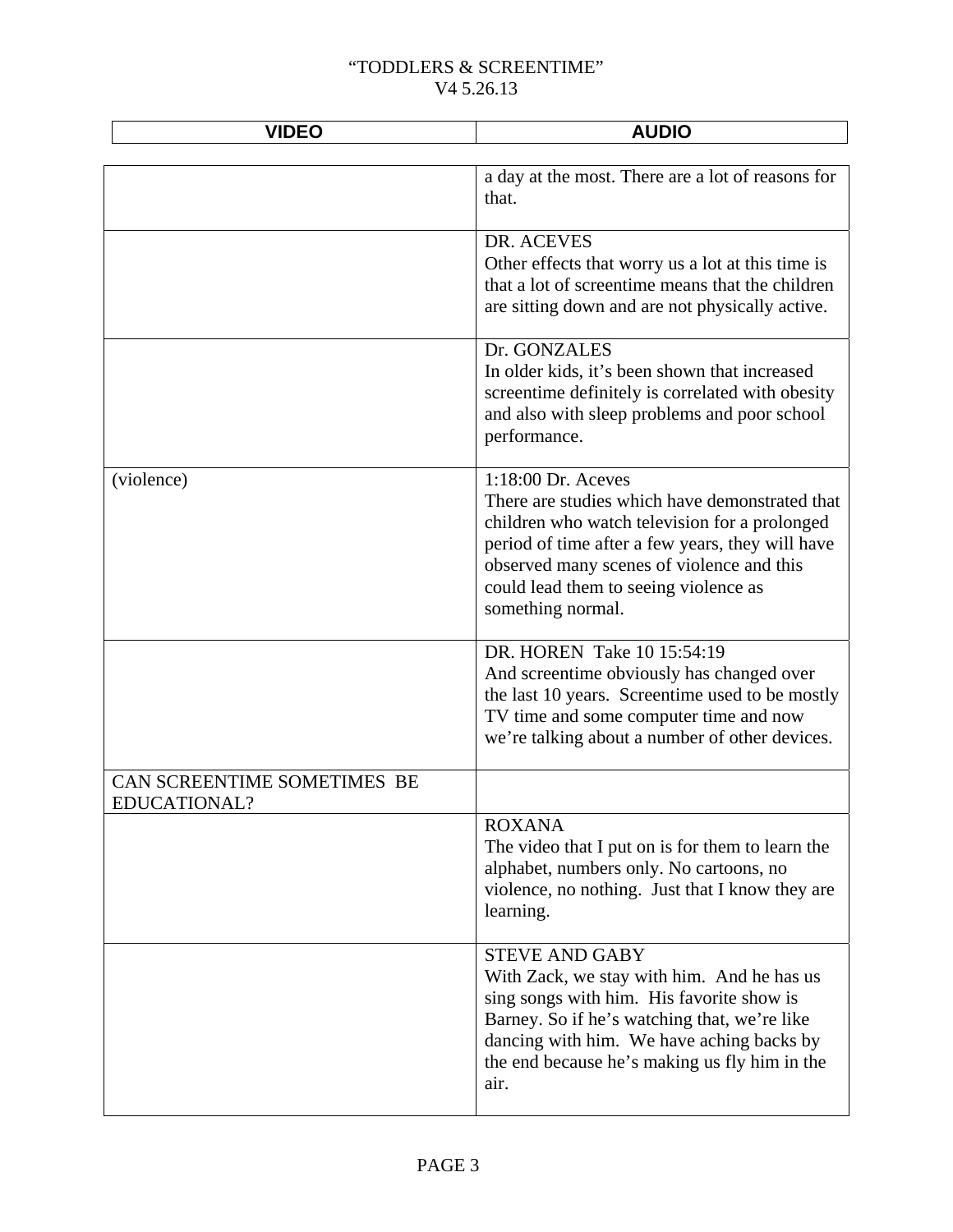| VIDEO | AUDIO |
|---|---|
| | a day at the most. There are a lot of reasons for that. |
| | DR. ACEVES<br>Other effects that worry us a lot at this time is that a lot of screentime means that the children are sitting down and are not physically active. |
| | Dr. GONZALES<br>In older kids, it's been shown that increased screentime definitely is correlated with obesity and also with sleep problems and poor school performance. |
| (violence) | 1:18:00 Dr. Aceves<br>There are studies which have demonstrated that children who watch television for a prolonged period of time after a few years, they will have observed many scenes of violence and this could lead them to seeing violence as something normal. |
| | DR. HOREN Take 10 15:54:19<br>And screentime obviously has changed over the last 10 years. Screentime used to be mostly TV time and some computer time and now we're talking about a number of other devices. |
| CAN SCREENTIME SOMETIMES BE EDUCATIONAL? | |
| | ROXANA<br>The video that I put on is for them to learn the alphabet, numbers only. No cartoons, no violence, no nothing. Just that I know they are learning. |
| | STEVE AND GABY<br>With Zack, we stay with him. And he has us sing songs with him. His favorite show is Barney. So if he's watching that, we're like dancing with him. We have aching backs by the end because he's making us fly him in the air. |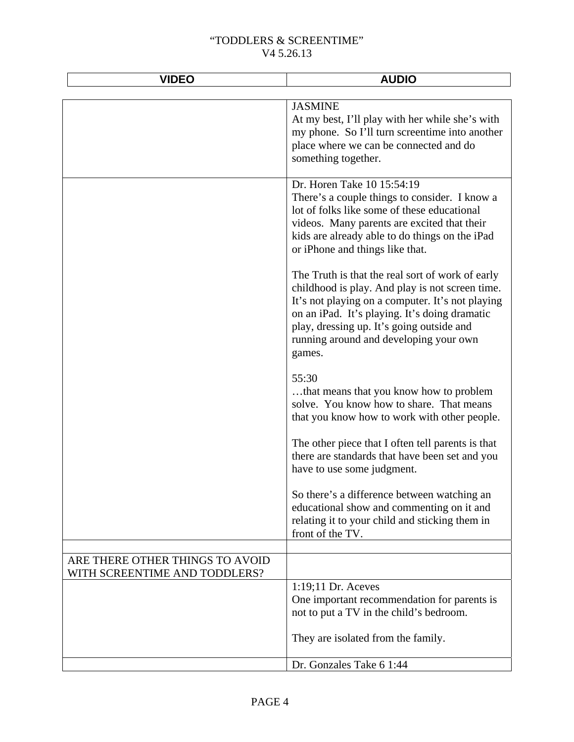| VIDEO | AUDIO |
| --- | --- |
| | JASMINE<br>At my best, I'll play with her while she's with my phone. So I'll turn screentime into another place where we can be connected and do something together. |
| | Dr. Horen Take 10 15:54:19<br>There's a couple things to consider. I know a lot of folks like some of these educational videos. Many parents are excited that their kids are already able to do things on the iPad or iPhone and things like that.<br><br>The Truth is that the real sort of work of early childhood is play. And play is not screen time. It's not playing on a computer. It's not playing on an iPad. It's playing. It's doing dramatic play, dressing up. It's going outside and running around and developing your own games.<br><br>55:30<br>…that means that you know how to problem solve. You know how to share. That means that you know how to work with other people.<br><br>The other piece that I often tell parents is that there are standards that have been set and you have to use some judgment.<br><br>So there's a difference between watching an educational show and commenting on it and relating it to your child and sticking them in front of the TV. |
| | |
| ARE THERE OTHER THINGS TO AVOID WITH SCREENTIME AND TODDLERS? | |
| | 1:19;11 Dr. Aceves<br>One important recommendation for parents is not to put a TV in the child's bedroom.<br><br>They are isolated from the family. |
| | Dr. Gonzales Take 6 1:44 |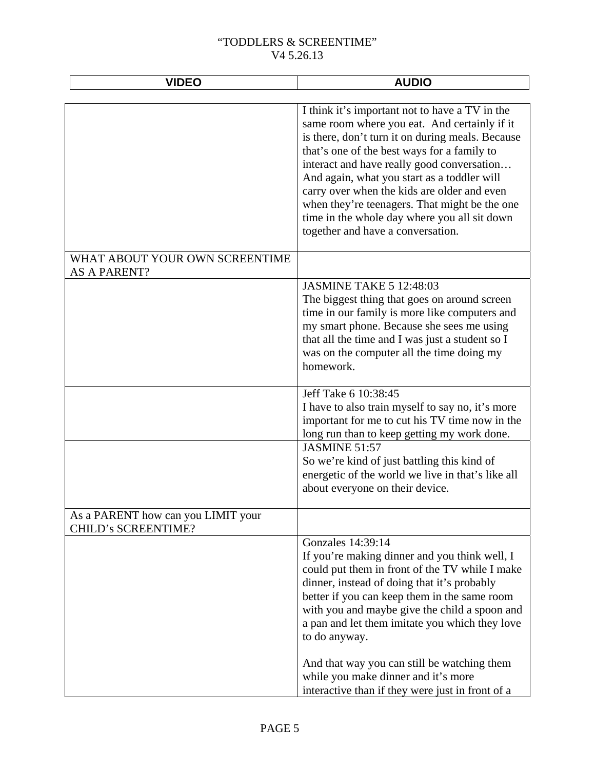| VIDEO | AUDIO |
| --- | --- |
| | I think it's important not to have a TV in the same room where you eat. And certainly if it is there, don't turn it on during meals. Because that's one of the best ways for a family to interact and have really good conversation… And again, what you start as a toddler will carry over when the kids are older and even when they're teenagers. That might be the one time in the whole day where you all sit down together and have a conversation. |
| WHAT ABOUT YOUR OWN SCREENTIME AS A PARENT? | |
| | JASMINE TAKE 5 12:48:03<br>The biggest thing that goes on around screen time in our family is more like computers and my smart phone. Because she sees me using that all the time and I was just a student so I was on the computer all the time doing my homework. |
| | Jeff Take 6 10:38:45<br>I have to also train myself to say no, it's more important for me to cut his TV time now in the long run than to keep getting my work done. |
| | JASMINE 51:57<br>So we're kind of just battling this kind of energetic of the world we live in that's like all about everyone on their device. |
| As a PARENT how can you LIMIT your CHILD's SCREENTIME? | |
| | Gonzales 14:39:14<br>If you're making dinner and you think well, I could put them in front of the TV while I make dinner, instead of doing that it's probably better if you can keep them in the same room with you and maybe give the child a spoon and a pan and let them imitate you which they love to do anyway.<br><br>And that way you can still be watching them while you make dinner and it's more interactive than if they were just in front of a |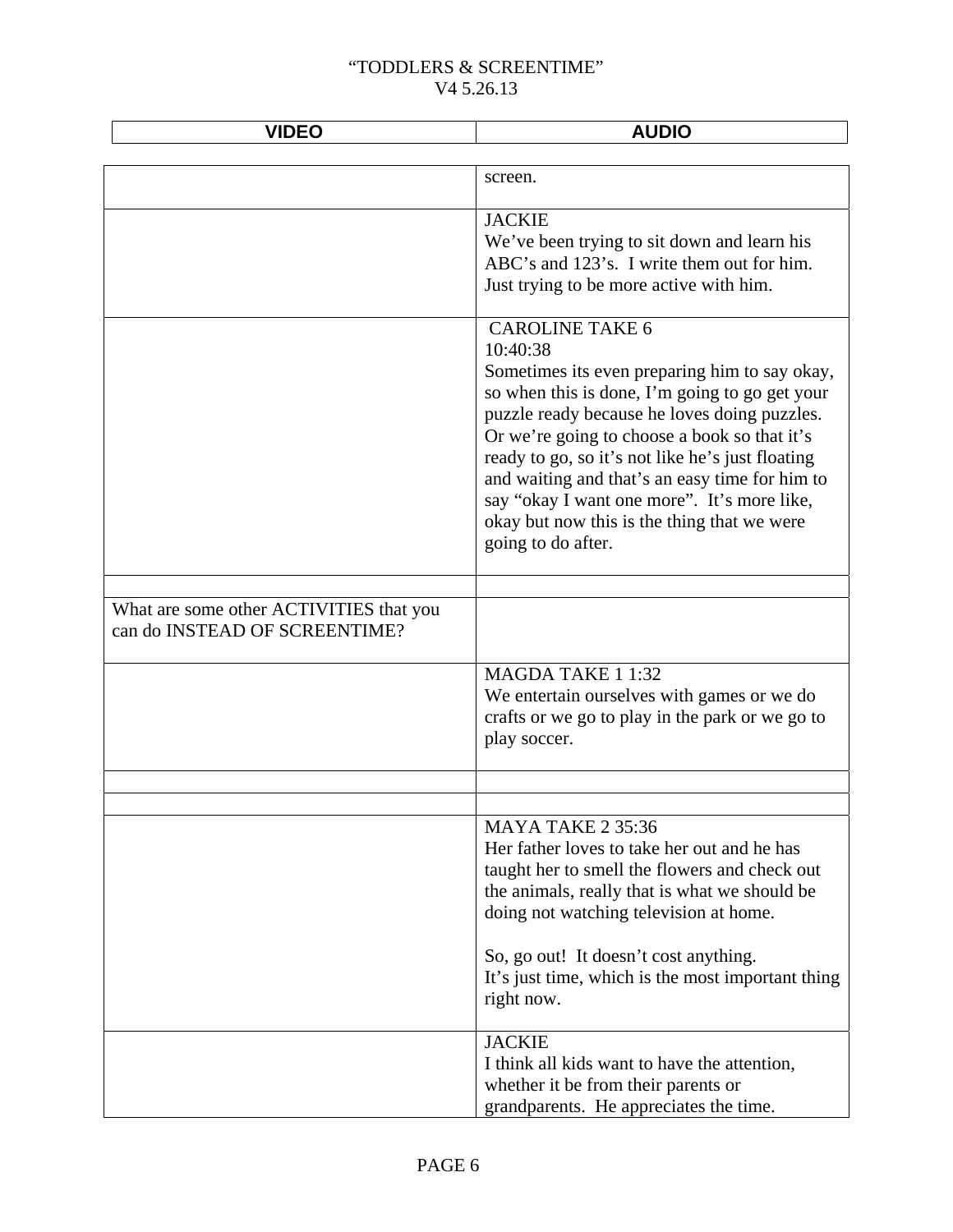| VIDEO | AUDIO |
| --- | --- |
| | screen. |
| | JACKIE<br>We've been trying to sit down and learn his ABC's and 123's. I write them out for him. Just trying to be more active with him. |
| | CAROLINE TAKE 6<br>10:40:38<br>Sometimes its even preparing him to say okay, so when this is done, I'm going to go get your puzzle ready because he loves doing puzzles. Or we're going to choose a book so that it's ready to go, so it's not like he's just floating and waiting and that's an easy time for him to say "okay I want one more". It's more like, okay but now this is the thing that we were going to do after. |
| | |
| What are some other ACTIVITIES that you can do INSTEAD OF SCREENTIME? | |
| | MAGDA TAKE 1 1:32<br>We entertain ourselves with games or we do crafts or we go to play in the park or we go to play soccer. |
| | |
| | |
| | MAYA TAKE 2 35:36<br>Her father loves to take her out and he has taught her to smell the flowers and check out the animals, really that is what we should be doing not watching television at home.<br><br>So, go out! It doesn't cost anything.<br>It's just time, which is the most important thing right now. |
| | JACKIE<br>I think all kids want to have the attention, whether it be from their parents or grandparents. He appreciates the time. |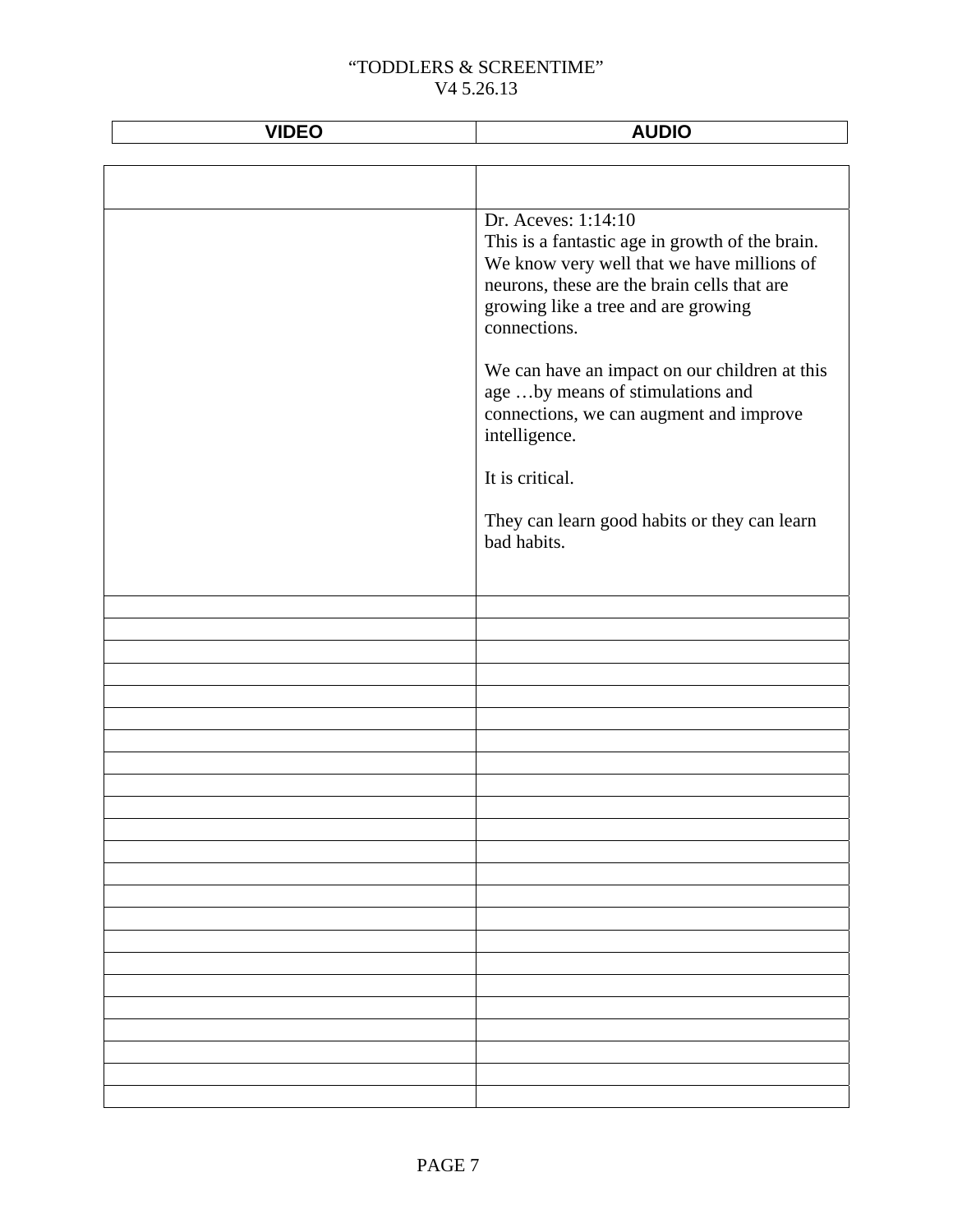| VIDEO | AUDIO |
|---|---|
| | |
| | Dr. Aceves: 1:14:10<br>This is a fantastic age in growth of the brain. We know very well that we have millions of neurons, these are the brain cells that are growing like a tree and are growing connections.<br><br>We can have an impact on our children at this age …by means of stimulations and connections, we can augment and improve intelligence.<br><br>It is critical.<br><br>They can learn good habits or they can learn bad habits. |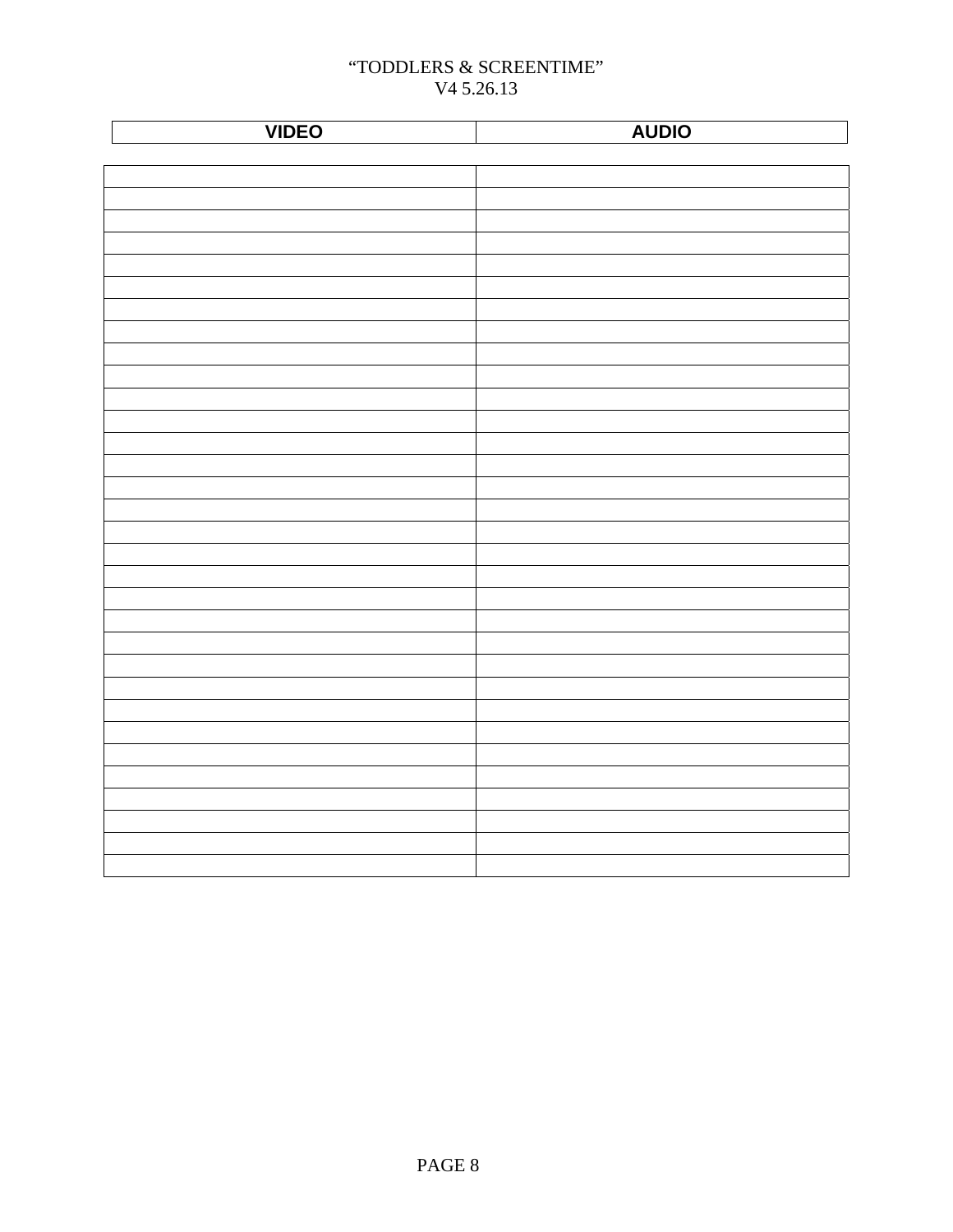| VIDEO | AUDIO |
| --- | --- |
| | |
| | |
| | |
| | |
| | |
| | |
| | |
| | |
| | |
| | |
| | |
| | |
| | |
| | |
| | |
| | |
| | |
| | |
| | |
| | |
| | |
| | |
| | |
| | |
| | |
| | |
| | |
| | |
| | |
| | |
| | |
| | |